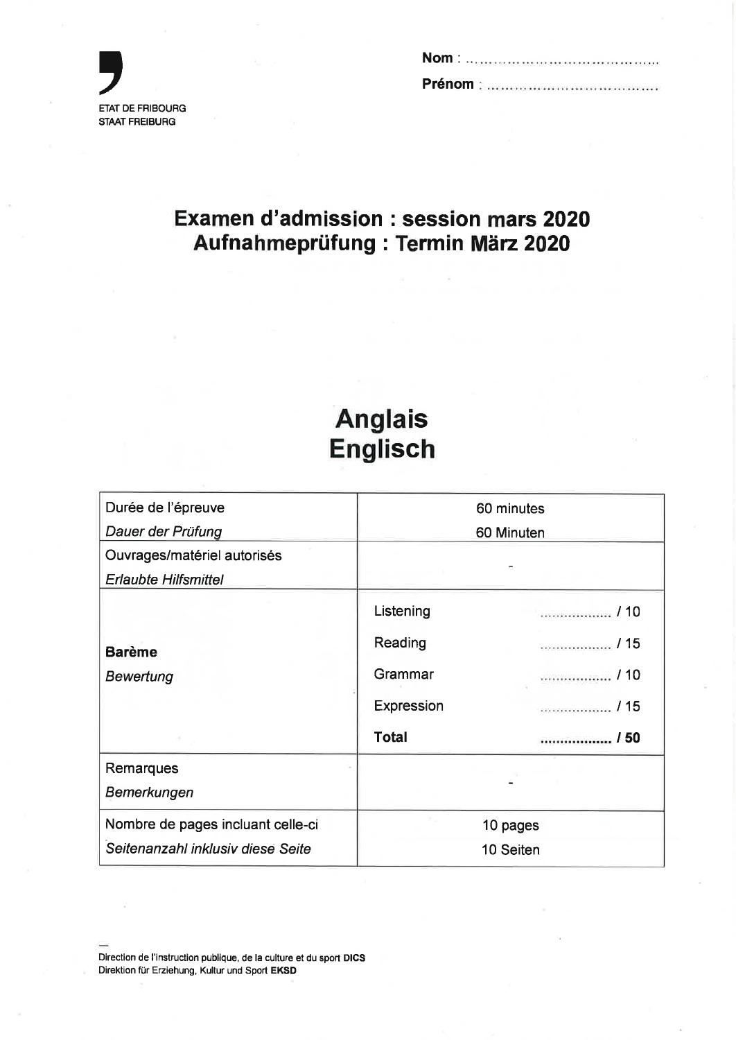ETAT DE FRIBOURG
STAAT FREIBURG

**Nom** : ........................................

**Prénom** : ....................................

# Examen d'admission : session mars 2020
# Aufnahmeprüfung : Termin März 2020

# Anglais
# Englisch

| | | |
|---|---|---|
| Durée de l'épreuve<br>*Dauer der Prüfung* | 60 minutes<br>60 Minuten | |
| Ouvrages/matériel autorisés<br>*Erlaubte Hilfsmittel* | - | |
| **Barème**<br>*Bewertung* | Listening | ................ / 10 |
| | Reading | ................ / 15 |
| | Grammar | ................ / 10 |
| | Expression | ................ / 15 |
| | **Total** | **................ / 50** |
| Remarques<br>*Bemerkungen* | - | |
| Nombre de pages incluant celle-ci<br>*Seitenanzahl inklusiv diese Seite* | 10 pages<br>10 Seiten | |

Direction de l'instruction publique, de la culture et du sport **DICS**
Direktion für Erziehung, Kultur und Sport **EKSD**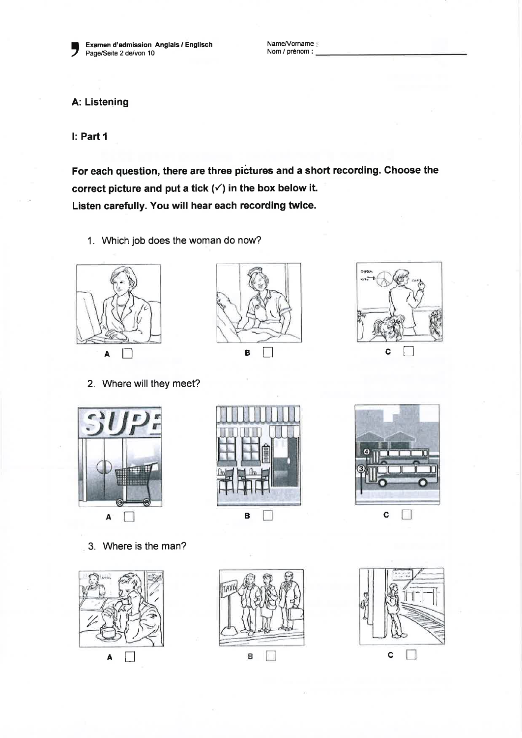## A: Listening

### I: Part 1

**For each question, there are three pictures and a short recording. Choose the correct picture and put a tick (✓) in the box below it.**
**Listen carefully. You will hear each recording twice.**

1. Which job does the woman do now?

A ☐ B ☐ C ☐

2. Where will they meet?

A ☐ B ☐ C ☐

3. Where is the man?

A ☐ B ☐ C ☐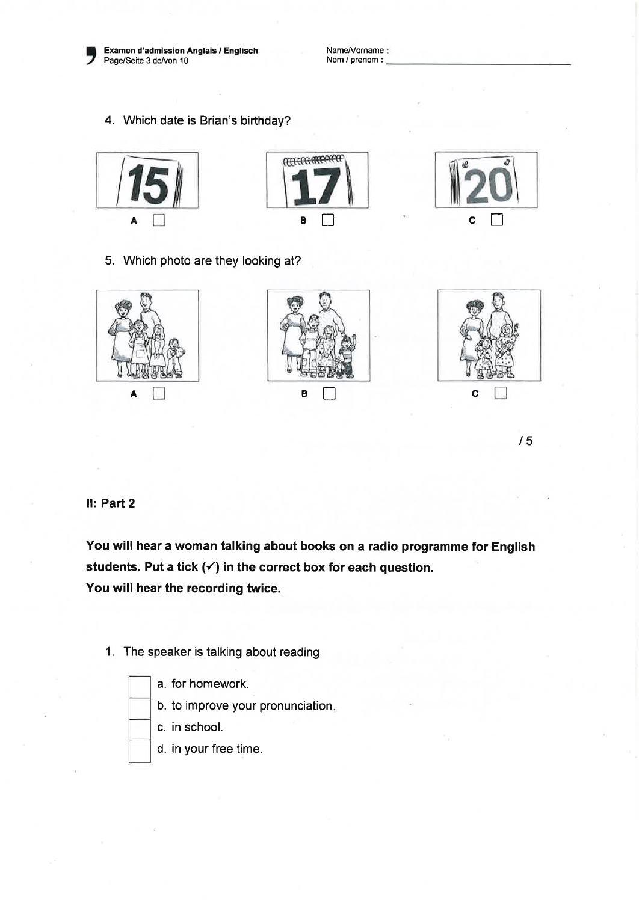4. Which date is Brian's birthday?

15 — A ☐ 17 — B ☐ 20 — C ☐

5. Which photo are they looking at?

A ☐ B ☐ C ☐

/ 5

**II: Part 2**

**You will hear a woman talking about books on a radio programme for English students. Put a tick (✓) in the correct box for each question.**
**You will hear the recording twice.**

1. The speaker is talking about reading

   ☐ a. for homework.
   ☐ b. to improve your pronunciation.
   ☐ c. in school.
   ☐ d. in your free time.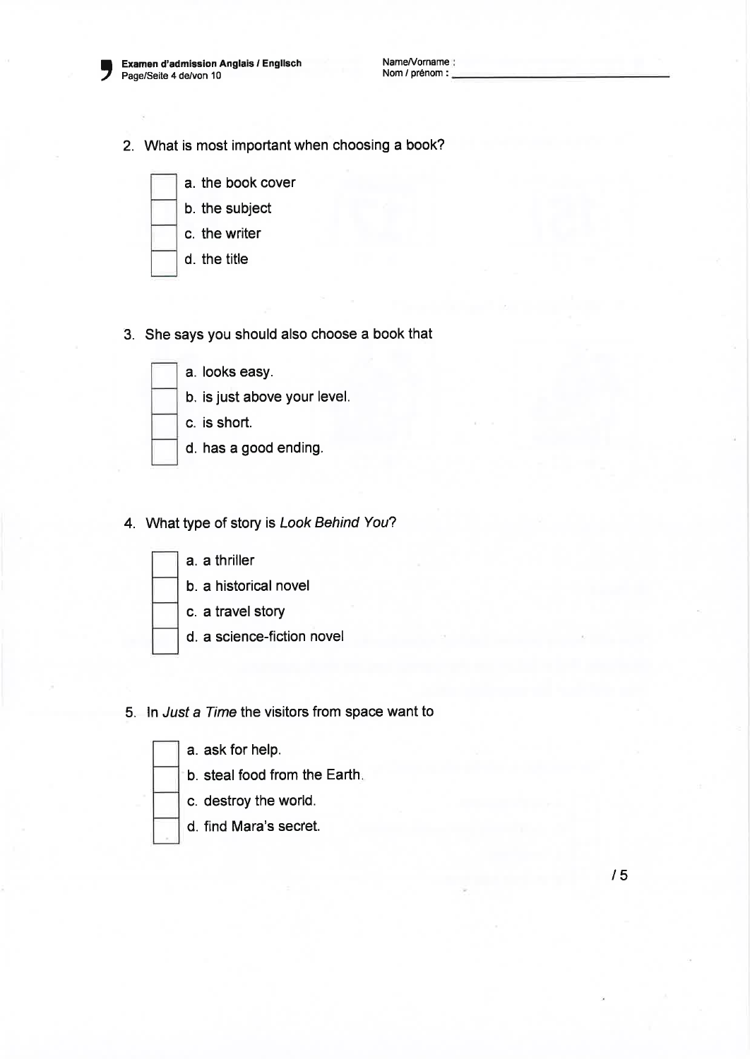2. What is most important when choosing a book?

- [ ] a. the book cover
- [ ] b. the subject
- [ ] c. the writer
- [ ] d. the title

3. She says you should also choose a book that

- [ ] a. looks easy.
- [ ] b. is just above your level.
- [ ] c. is short.
- [ ] d. has a good ending.

4. What type of story is *Look Behind You*?

- [ ] a. a thriller
- [ ] b. a historical novel
- [ ] c. a travel story
- [ ] d. a science-fiction novel

5. In *Just a Time* the visitors from space want to

- [ ] a. ask for help.
- [ ] b. steal food from the Earth.
- [ ] c. destroy the world.
- [ ] d. find Mara's secret.

/ 5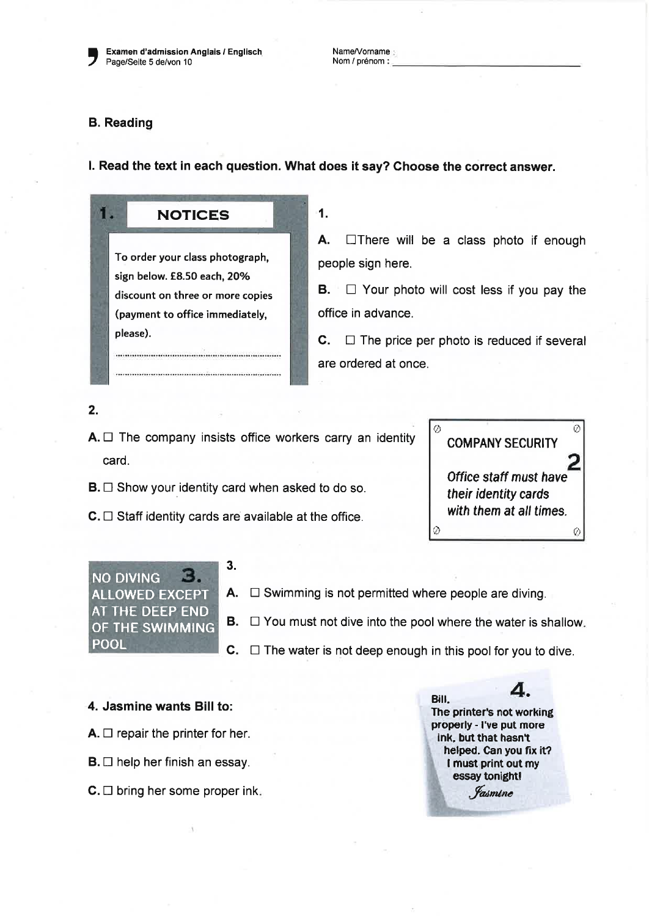## B. Reading

**I. Read the text in each question. What does it say? Choose the correct answer.**

**1. NOTICES**

To order your class photograph, sign below. £8.50 each, 20% discount on three or more copies (payment to office immediately, please).

..................................................................

..................................................................

1.

A. ☐ There will be a class photo if enough people sign here.

B. ☐ Your photo will cost less if you pay the office in advance.

C. ☐ The price per photo is reduced if several are ordered at once.

2.

A. ☐ The company insists office workers carry an identity card.

B. ☐ Show your identity card when asked to do so.

C. ☐ Staff identity cards are available at the office.

**COMPANY SECURITY** **2**

*Office staff must have their identity cards with them at all times.*

**3.**

NO DIVING ALLOWED EXCEPT AT THE DEEP END OF THE SWIMMING POOL

3.

A. ☐ Swimming is not permitted where people are diving.

B. ☐ You must not dive into the pool where the water is shallow.

C. ☐ The water is not deep enough in this pool for you to dive.

**4. Jasmine wants Bill to:**

A. ☐ repair the printer for her.

B. ☐ help her finish an essay.

C. ☐ bring her some proper ink.

**4.**

Bill,
The printer's not working properly - I've put more ink, but that hasn't helped. Can you fix it? I must print out my essay tonight!
*Jasmine*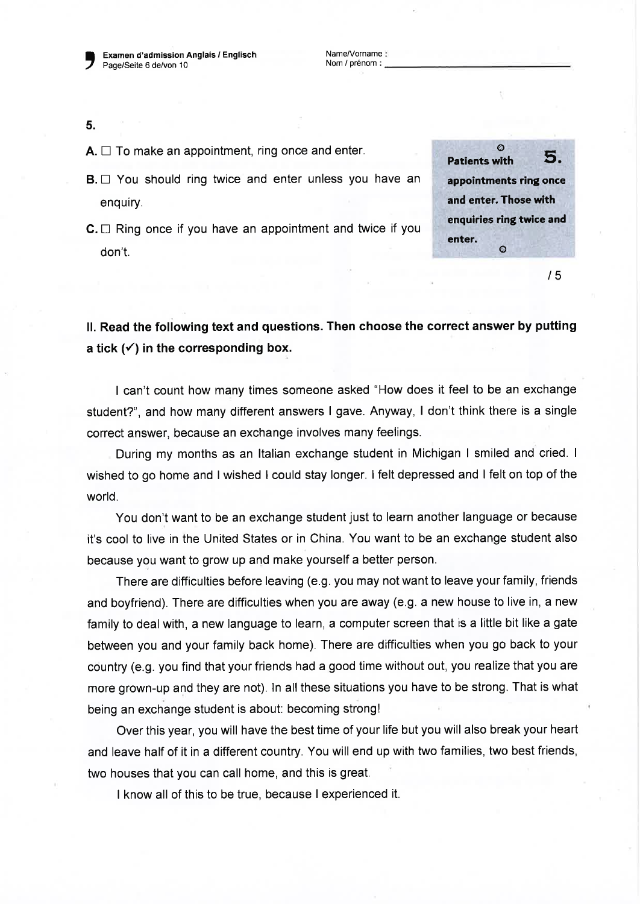**5.**

A. ☐ To make an appointment, ring once and enter.

B. ☐ You should ring twice and enter unless you have an enquiry.

C. ☐ Ring once if you have an appointment and twice if you don't.

> **5.** Patients with appointments ring once and enter. Those with enquiries ring twice and enter.

/ 5

## II. Read the following text and questions. Then choose the correct answer by putting a tick (✓) in the corresponding box.

I can't count how many times someone asked "How does it feel to be an exchange student?", and how many different answers I gave. Anyway, I don't think there is a single correct answer, because an exchange involves many feelings.

During my months as an Italian exchange student in Michigan I smiled and cried. I wished to go home and I wished I could stay longer. I felt depressed and I felt on top of the world.

You don't want to be an exchange student just to learn another language or because it's cool to live in the United States or in China. You want to be an exchange student also because you want to grow up and make yourself a better person.

There are difficulties before leaving (e.g. you may not want to leave your family, friends and boyfriend). There are difficulties when you are away (e.g. a new house to live in, a new family to deal with, a new language to learn, a computer screen that is a little bit like a gate between you and your family back home). There are difficulties when you go back to your country (e.g. you find that your friends had a good time without out, you realize that you are more grown-up and they are not). In all these situations you have to be strong. That is what being an exchange student is about: becoming strong!

Over this year, you will have the best time of your life but you will also break your heart and leave half of it in a different country. You will end up with two families, two best friends, two houses that you can call home, and this is great.

I know all of this to be true, because I experienced it.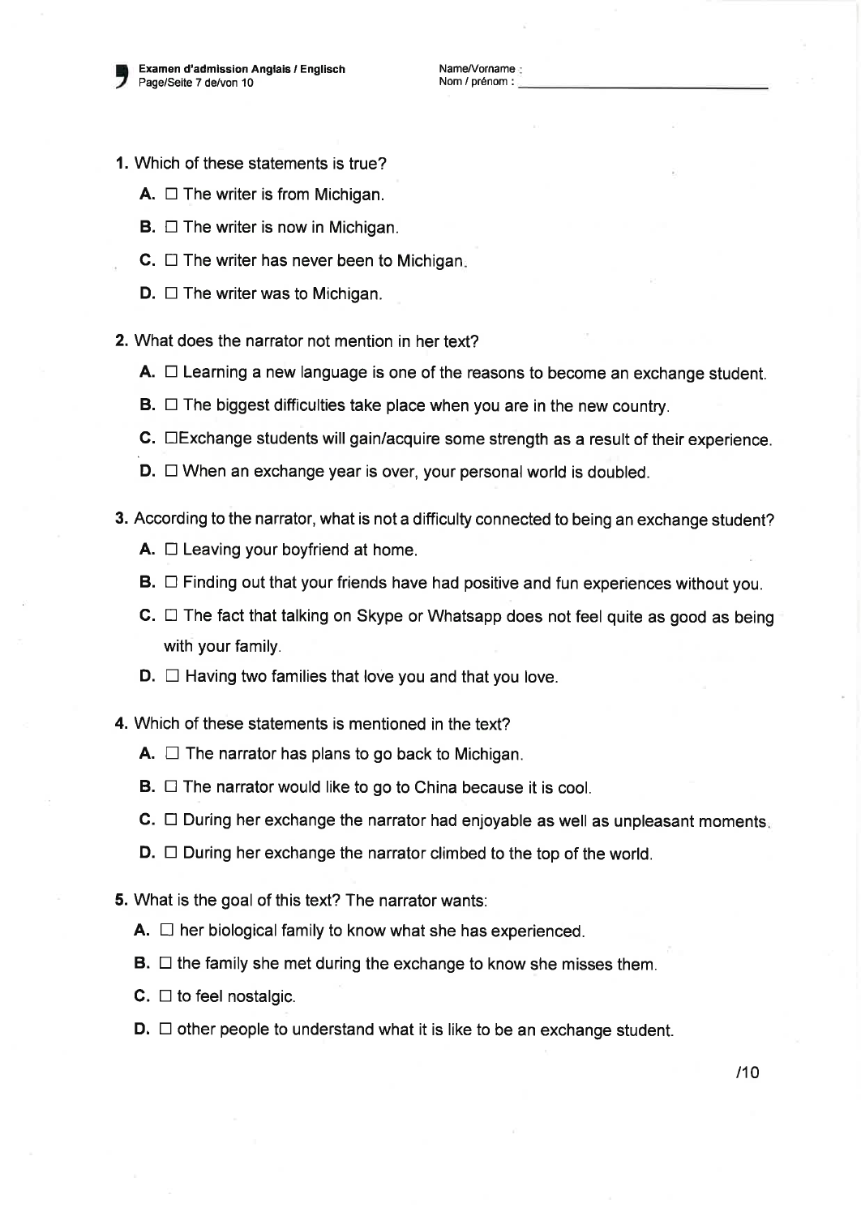1. Which of these statements is true?
   - **A.** ☐ The writer is from Michigan.
   - **B.** ☐ The writer is now in Michigan.
   - **C.** ☐ The writer has never been to Michigan.
   - **D.** ☐ The writer was to Michigan.

2. What does the narrator not mention in her text?
   - **A.** ☐ Learning a new language is one of the reasons to become an exchange student.
   - **B.** ☐ The biggest difficulties take place when you are in the new country.
   - **C.** ☐Exchange students will gain/acquire some strength as a result of their experience.
   - **D.** ☐ When an exchange year is over, your personal world is doubled.

3. According to the narrator, what is not a difficulty connected to being an exchange student?
   - **A.** ☐ Leaving your boyfriend at home.
   - **B.** ☐ Finding out that your friends have had positive and fun experiences without you.
   - **C.** ☐ The fact that talking on Skype or Whatsapp does not feel quite as good as being with your family.
   - **D.** ☐ Having two families that love you and that you love.

4. Which of these statements is mentioned in the text?
   - **A.** ☐ The narrator has plans to go back to Michigan.
   - **B.** ☐ The narrator would like to go to China because it is cool.
   - **C.** ☐ During her exchange the narrator had enjoyable as well as unpleasant moments.
   - **D.** ☐ During her exchange the narrator climbed to the top of the world.

5. What is the goal of this text? The narrator wants:
   - **A.** ☐ her biological family to know what she has experienced.
   - **B.** ☐ the family she met during the exchange to know she misses them.
   - **C.** ☐ to feel nostalgic.
   - **D.** ☐ other people to understand what it is like to be an exchange student.

/10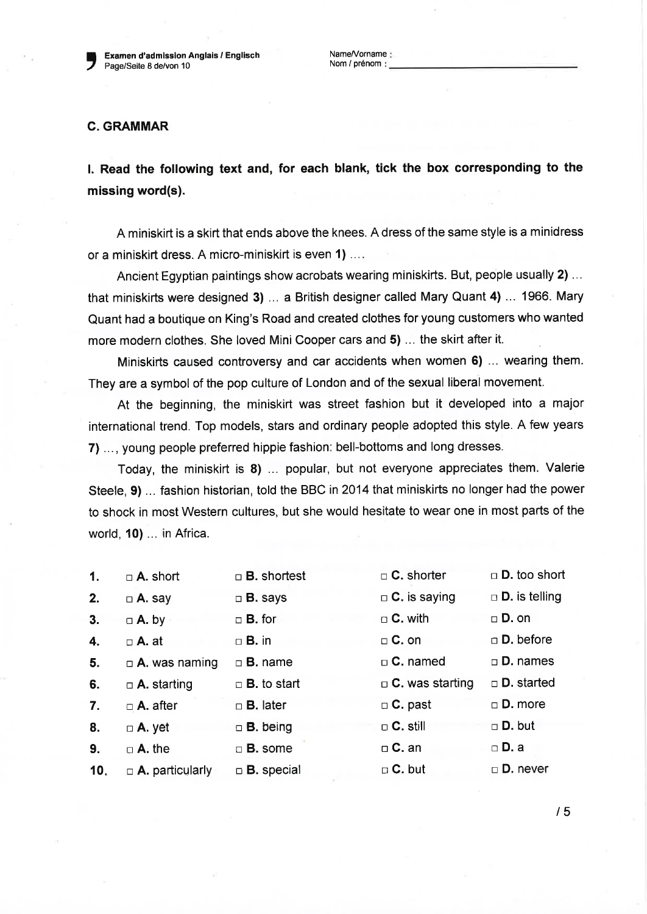## C. GRAMMAR

**I. Read the following text and, for each blank, tick the box corresponding to the missing word(s).**

A miniskirt is a skirt that ends above the knees. A dress of the same style is a minidress or a miniskirt dress. A micro-miniskirt is even **1)** ....

Ancient Egyptian paintings show acrobats wearing miniskirts. But, people usually **2)** ... that miniskirts were designed **3)** ... a British designer called Mary Quant **4)** ... 1966. Mary Quant had a boutique on King's Road and created clothes for young customers who wanted more modern clothes. She loved Mini Cooper cars and **5)** ... the skirt after it.

Miniskirts caused controversy and car accidents when women **6)** ... wearing them. They are a symbol of the pop culture of London and of the sexual liberal movement.

At the beginning, the miniskirt was street fashion but it developed into a major international trend. Top models, stars and ordinary people adopted this style. A few years **7)** ..., young people preferred hippie fashion: bell-bottoms and long dresses.

Today, the miniskirt is **8)** ... popular, but not everyone appreciates them. Valerie Steele, **9)** ... fashion historian, told the BBC in 2014 that miniskirts no longer had the power to shock in most Western cultures, but she would hesitate to wear one in most parts of the world, **10)** ... in Africa.

| | | | | |
|---|---|---|---|---|
| **1.** | □ **A.** short | □ **B.** shortest | □ **C.** shorter | □ **D.** too short |
| **2.** | □ **A.** say | □ **B.** says | □ **C.** is saying | □ **D.** is telling |
| **3.** | □ **A.** by | □ **B.** for | □ **C.** with | □ **D.** on |
| **4.** | □ **A.** at | □ **B.** in | □ **C.** on | □ **D.** before |
| **5.** | □ **A.** was naming | □ **B.** name | □ **C.** named | □ **D.** names |
| **6.** | □ **A.** starting | □ **B.** to start | □ **C.** was starting | □ **D.** started |
| **7.** | □ **A.** after | □ **B.** later | □ **C.** past | □ **D.** more |
| **8.** | □ **A.** yet | □ **B.** being | □ **C.** still | □ **D.** but |
| **9.** | □ **A.** the | □ **B.** some | □ **C.** an | □ **D.** a |
| **10.** | □ **A.** particularly | □ **B.** special | □ **C.** but | □ **D.** never |

/ 5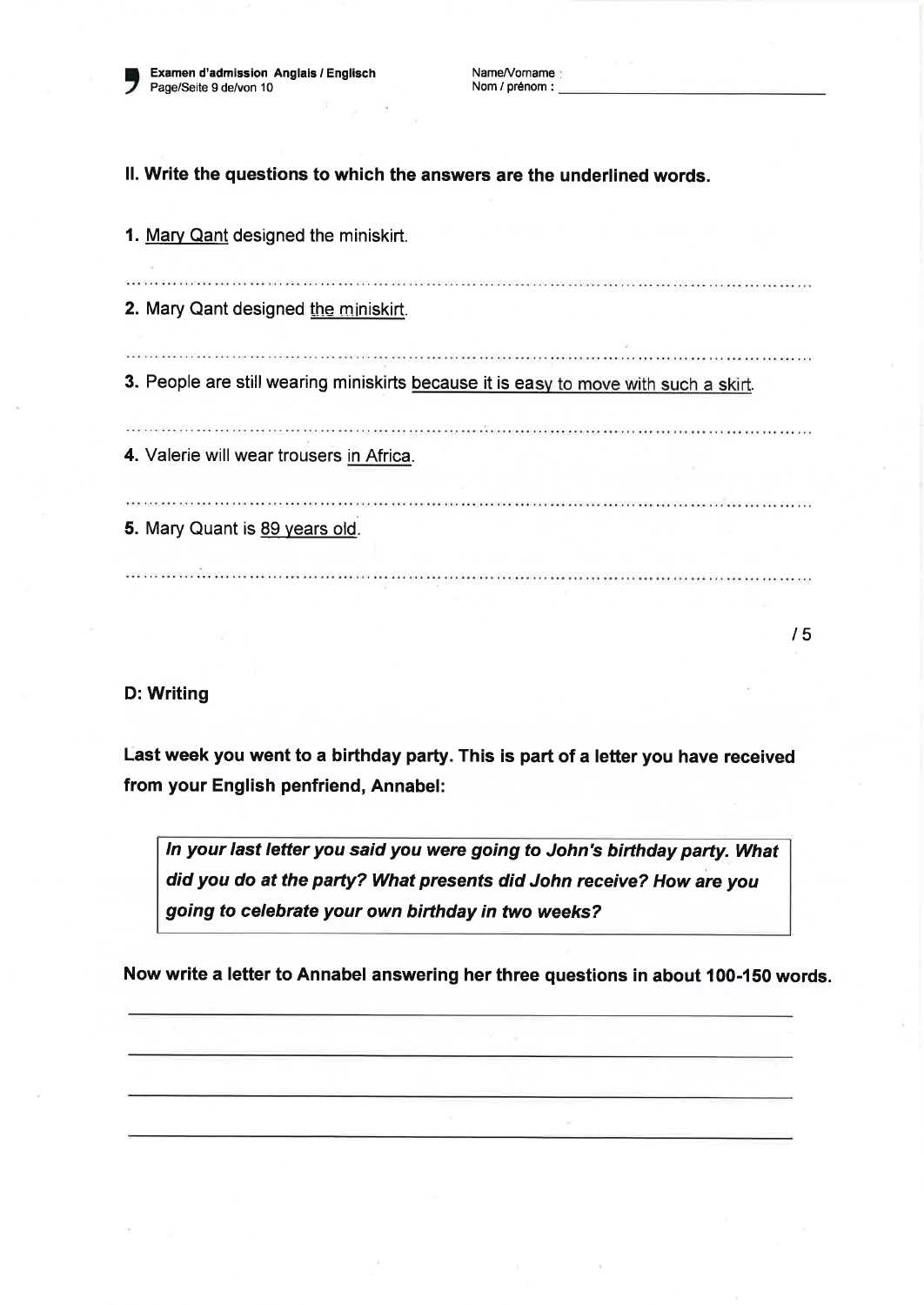**II. Write the questions to which the answers are the underlined words.**

1. <u>Mary Qant</u> designed the miniskirt.

.......................................................................................................................

2. Mary Qant designed <u>the miniskirt</u>.

.......................................................................................................................

3. People are still wearing miniskirts <u>because it is easy to move with such a skirt</u>.

.......................................................................................................................

4. Valerie will wear trousers <u>in Africa</u>.

.......................................................................................................................

5. Mary Quant is <u>89 years old</u>.

.......................................................................................................................

/ 5

**D: Writing**

**Last week you went to a birthday party. This is part of a letter you have received from your English penfriend, Annabel:**

> ***In your last letter you said you were going to John's birthday party. What did you do at the party? What presents did John receive? How are you going to celebrate your own birthday in two weeks?***

**Now write a letter to Annabel answering her three questions in about 100-150 words.**

\_\_\_\_\_\_\_\_\_\_\_\_\_\_\_\_\_\_\_\_\_\_\_\_\_\_\_\_\_\_\_\_\_\_\_\_\_\_\_\_\_\_\_\_\_\_\_\_\_\_\_\_\_\_\_\_\_\_\_\_\_\_\_\_\_\_

\_\_\_\_\_\_\_\_\_\_\_\_\_\_\_\_\_\_\_\_\_\_\_\_\_\_\_\_\_\_\_\_\_\_\_\_\_\_\_\_\_\_\_\_\_\_\_\_\_\_\_\_\_\_\_\_\_\_\_\_\_\_\_\_\_\_

\_\_\_\_\_\_\_\_\_\_\_\_\_\_\_\_\_\_\_\_\_\_\_\_\_\_\_\_\_\_\_\_\_\_\_\_\_\_\_\_\_\_\_\_\_\_\_\_\_\_\_\_\_\_\_\_\_\_\_\_\_\_\_\_\_\_

\_\_\_\_\_\_\_\_\_\_\_\_\_\_\_\_\_\_\_\_\_\_\_\_\_\_\_\_\_\_\_\_\_\_\_\_\_\_\_\_\_\_\_\_\_\_\_\_\_\_\_\_\_\_\_\_\_\_\_\_\_\_\_\_\_\_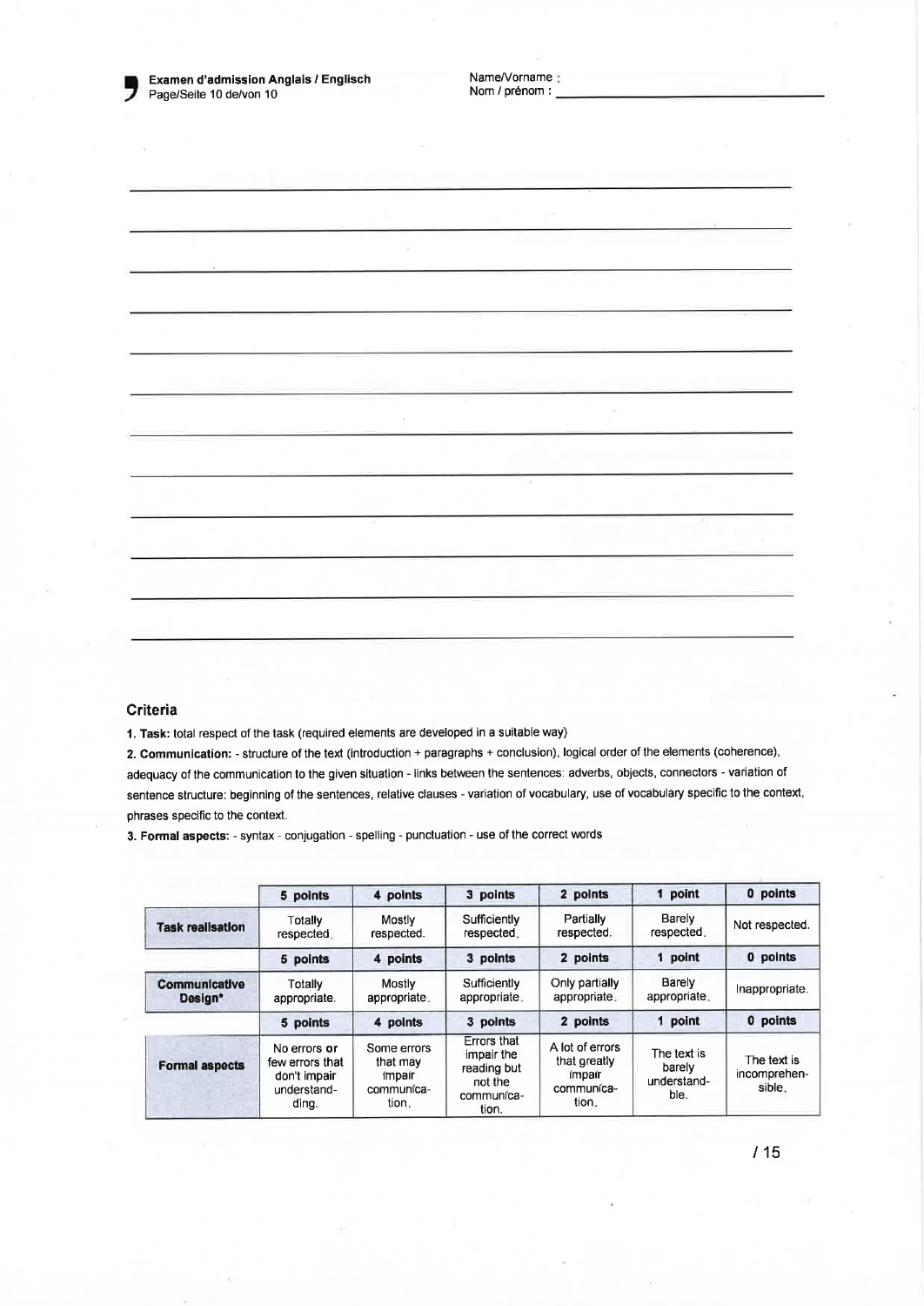Name/Vorname :
Nom / prénom : \_\_\_\_\_\_\_\_\_\_\_\_\_\_\_\_\_\_\_\_\_\_\_\_\_\_\_\_

## Criteria

**1. Task:** total respect of the task (required elements are developed in a suitable way)

**2. Communication:** - structure of the text (introduction + paragraphs + conclusion), logical order of the elements (coherence), adequacy of the communication to the given situation - links between the sentences: adverbs, objects, connectors - variation of sentence structure: beginning of the sentences, relative clauses - variation of vocabulary, use of vocabulary specific to the context, phrases specific to the context.

**3. Formal aspects:** - syntax - conjugation - spelling - punctuation - use of the correct words

| | 5 points | 4 points | 3 points | 2 points | 1 point | 0 points |
|---|---|---|---|---|---|---|
| **Task realisation** | Totally respected. | Mostly respected. | Sufficiently respected. | Partially respected. | Barely respected. | Not respected. |
| | **5 points** | **4 points** | **3 points** | **2 points** | **1 point** | **0 points** |
| **Communicative Design*** | Totally appropriate. | Mostly appropriate. | Sufficiently appropriate. | Only partially appropriate. | Barely appropriate. | Inappropriate. |
| | **5 points** | **4 points** | **3 points** | **2 points** | **1 point** | **0 points** |
| **Formal aspects** | No errors **or** few errors that don't impair understanding. | Some errors that may impair communication. | Errors that impair the reading but not the communication. | A lot of errors that greatly impair communication. | The text is barely understandable. | The text is incomprehensible. |

/ 15